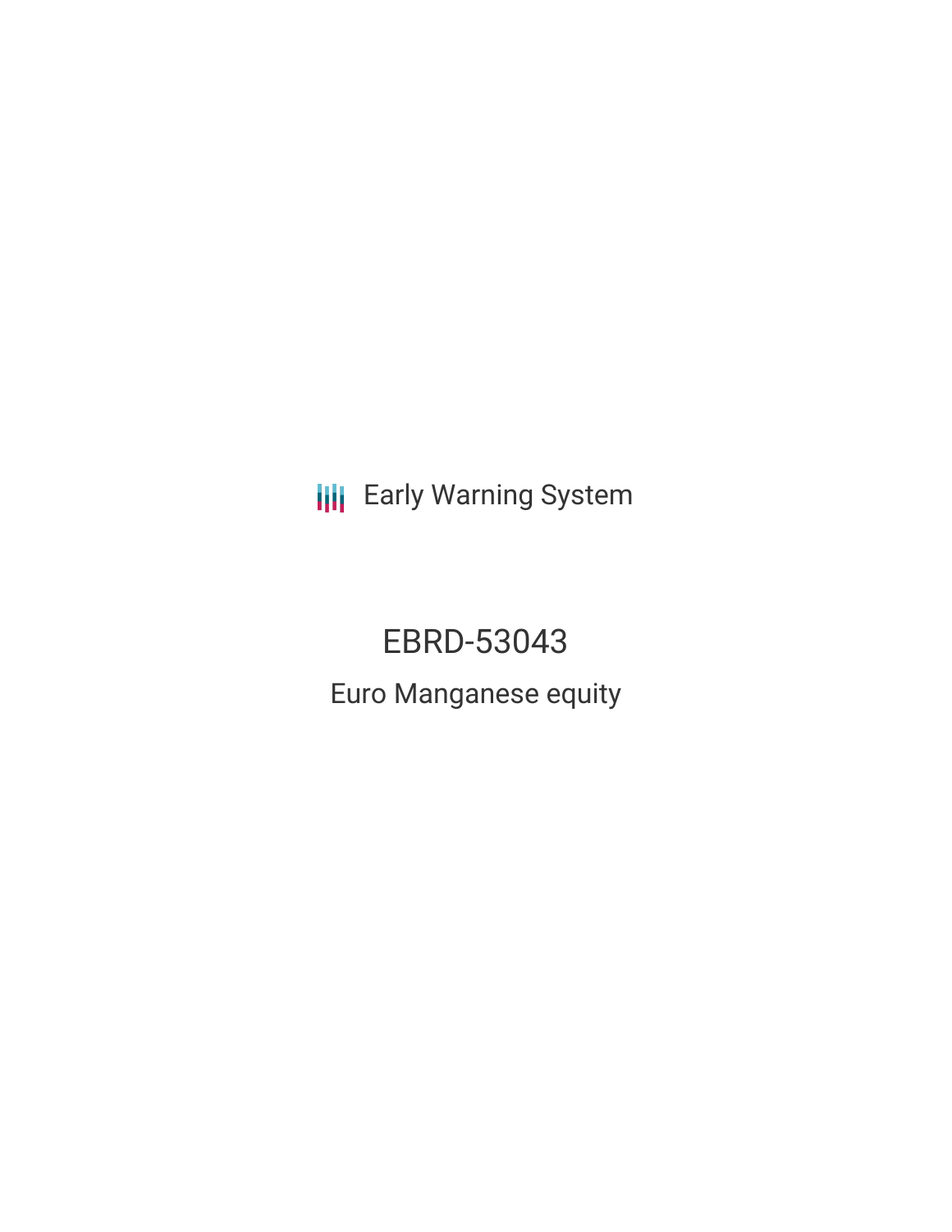Early Warning System

# EBRD-53043

## Euro Manganese equity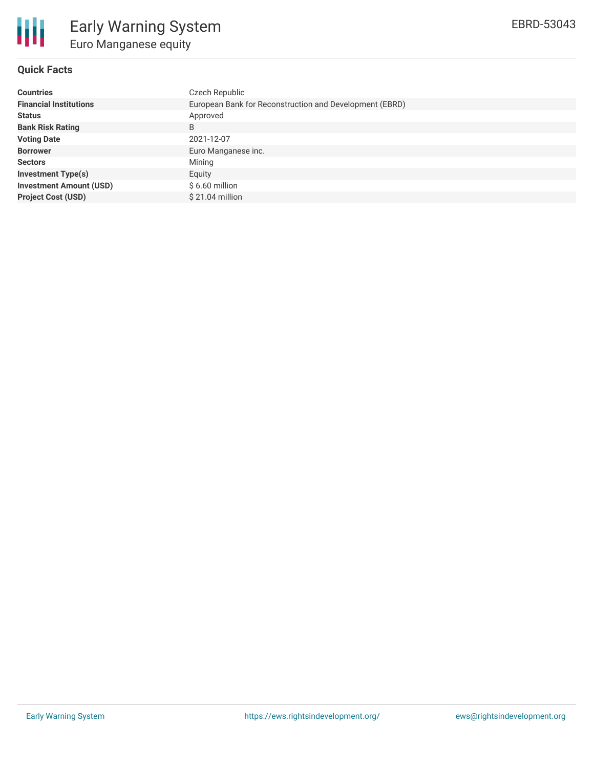# Early Warning System

## Euro Manganese equity

EBRD-53043

### Quick Facts

| | |
|---|---|
| **Countries** | Czech Republic |
| **Financial Institutions** | European Bank for Reconstruction and Development (EBRD) |
| **Status** | Approved |
| **Bank Risk Rating** | B |
| **Voting Date** | 2021-12-07 |
| **Borrower** | Euro Manganese inc. |
| **Sectors** | Mining |
| **Investment Type(s)** | Equity |
| **Investment Amount (USD)** | $ 6.60 million |
| **Project Cost (USD)** | $ 21.04 million |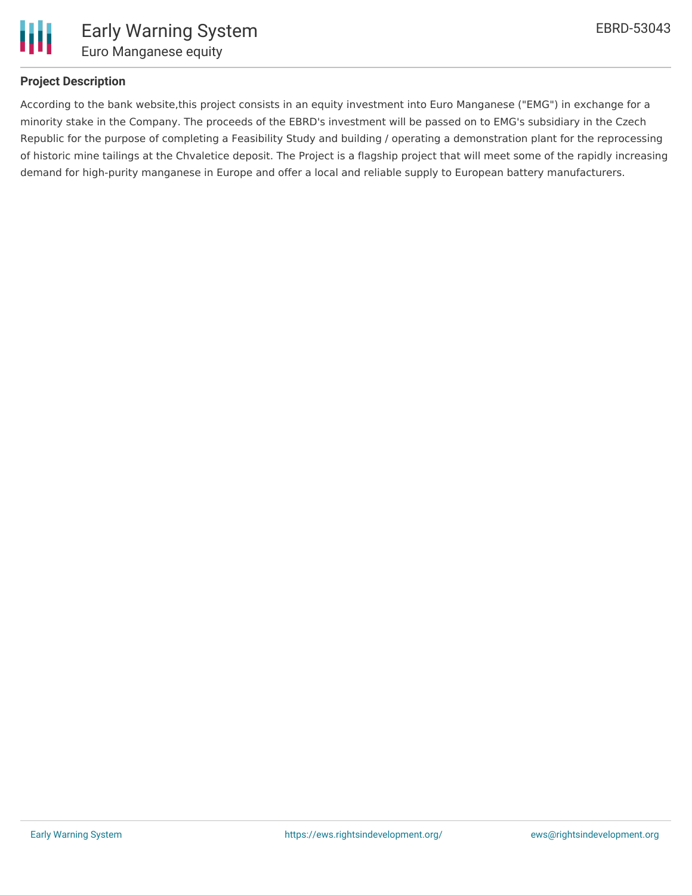### Project Description

According to the bank website,this project consists in an equity investment into Euro Manganese ("EMG") in exchange for a minority stake in the Company. The proceeds of the EBRD's investment will be passed on to EMG's subsidiary in the Czech Republic for the purpose of completing a Feasibility Study and building / operating a demonstration plant for the reprocessing of historic mine tailings at the Chvaletice deposit. The Project is a flagship project that will meet some of the rapidly increasing demand for high-purity manganese in Europe and offer a local and reliable supply to European battery manufacturers.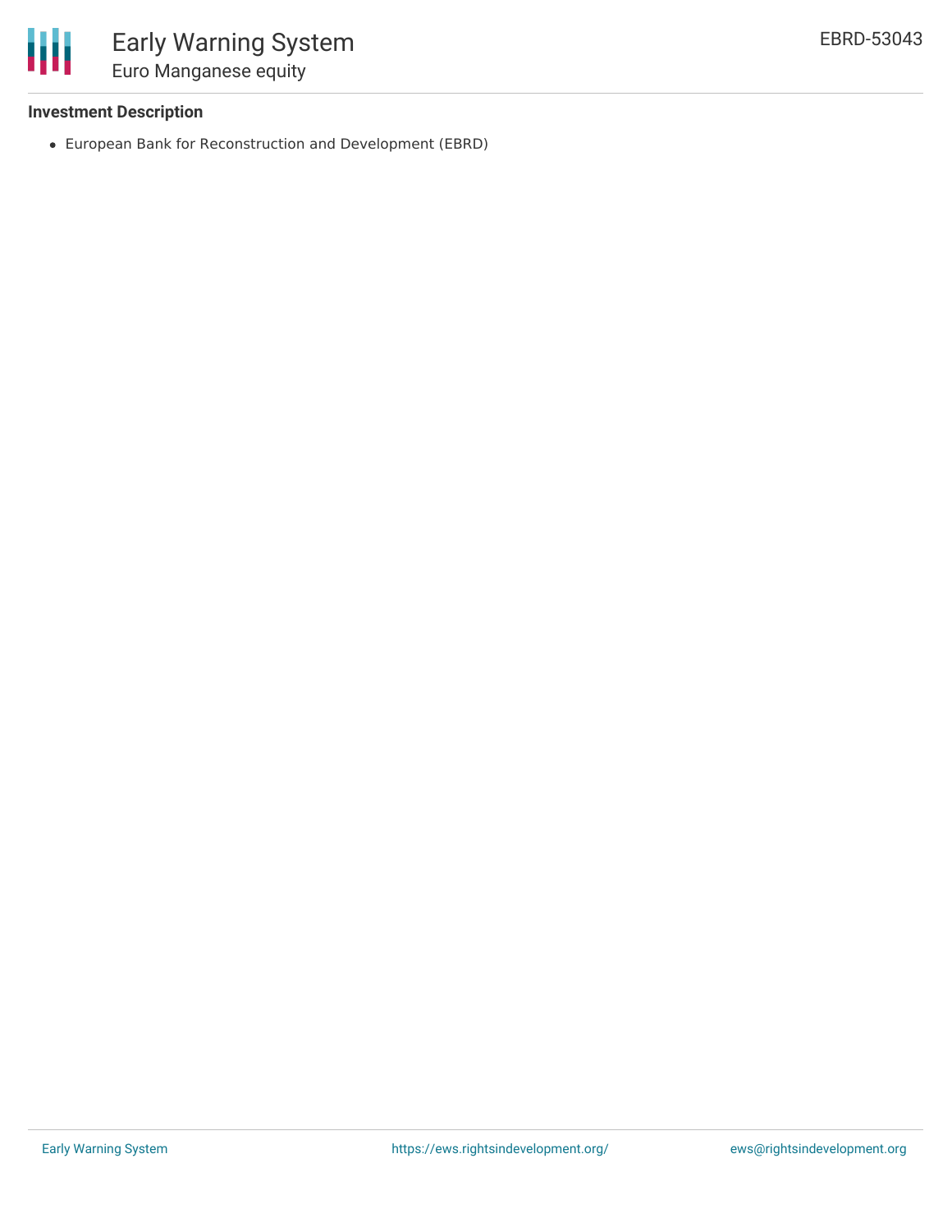### Investment Description

- European Bank for Reconstruction and Development (EBRD)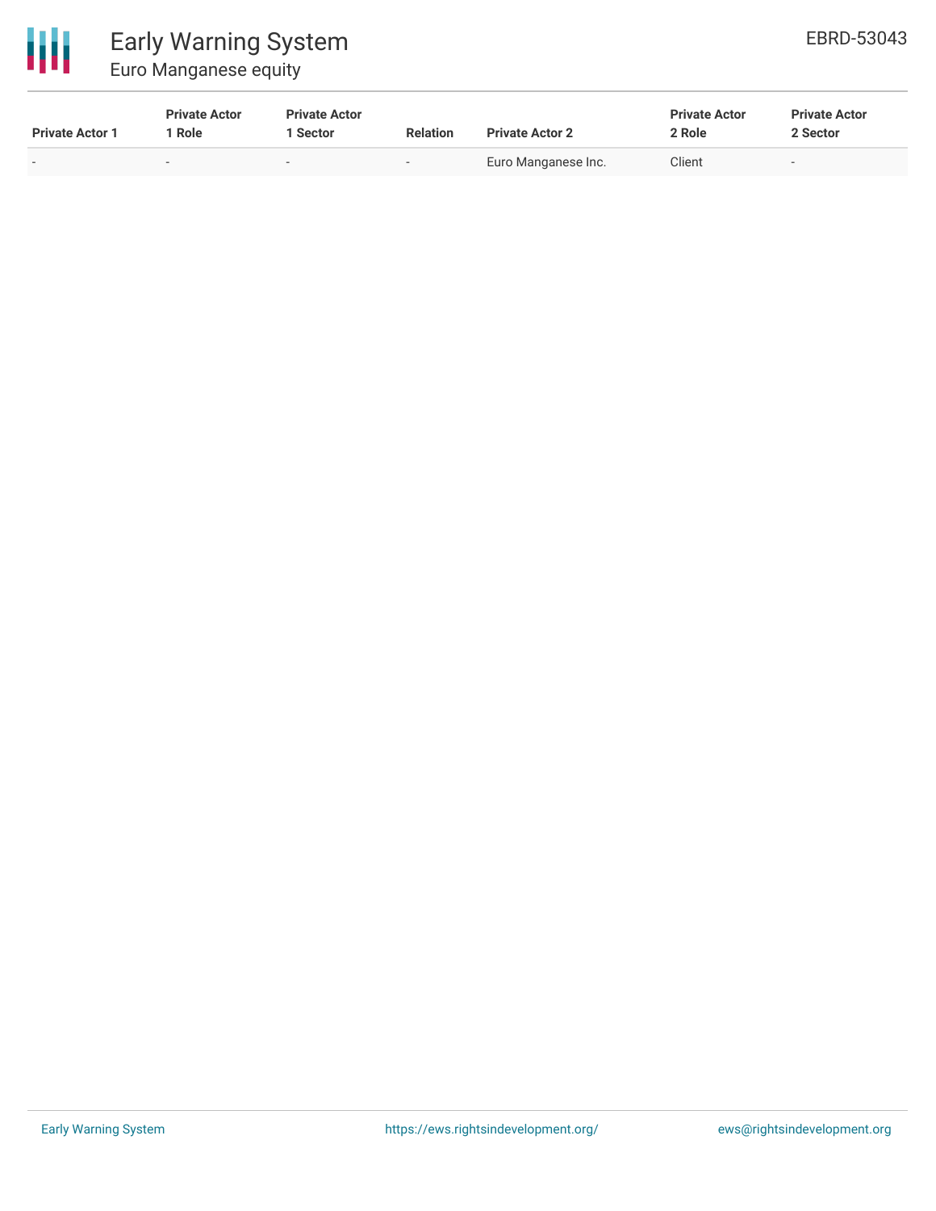| Private Actor 1 | Private Actor 1 Role | Private Actor 1 Sector | Relation | Private Actor 2 | Private Actor 2 Role | Private Actor 2 Sector |
| --- | --- | --- | --- | --- | --- | --- |
| - | - | - | - | Euro Manganese Inc. | Client | - |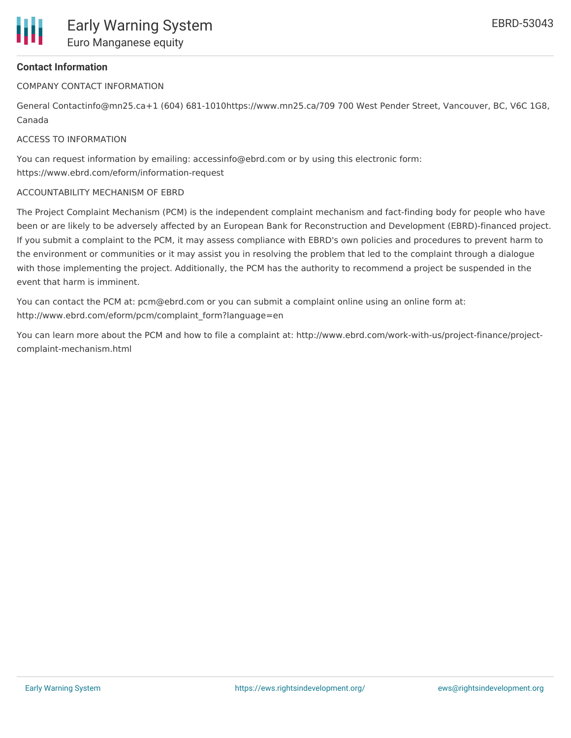## Contact Information

COMPANY CONTACT INFORMATION

General Contactinfo@mn25.ca+1 (604) 681-1010https://www.mn25.ca/709 700 West Pender Street, Vancouver, BC, V6C 1G8, Canada

ACCESS TO INFORMATION

You can request information by emailing: accessinfo@ebrd.com or by using this electronic form: https://www.ebrd.com/eform/information-request

ACCOUNTABILITY MECHANISM OF EBRD

The Project Complaint Mechanism (PCM) is the independent complaint mechanism and fact-finding body for people who have been or are likely to be adversely affected by an European Bank for Reconstruction and Development (EBRD)-financed project. If you submit a complaint to the PCM, it may assess compliance with EBRD's own policies and procedures to prevent harm to the environment or communities or it may assist you in resolving the problem that led to the complaint through a dialogue with those implementing the project. Additionally, the PCM has the authority to recommend a project be suspended in the event that harm is imminent.

You can contact the PCM at: pcm@ebrd.com or you can submit a complaint online using an online form at: http://www.ebrd.com/eform/pcm/complaint_form?language=en

You can learn more about the PCM and how to file a complaint at: http://www.ebrd.com/work-with-us/project-finance/project-complaint-mechanism.html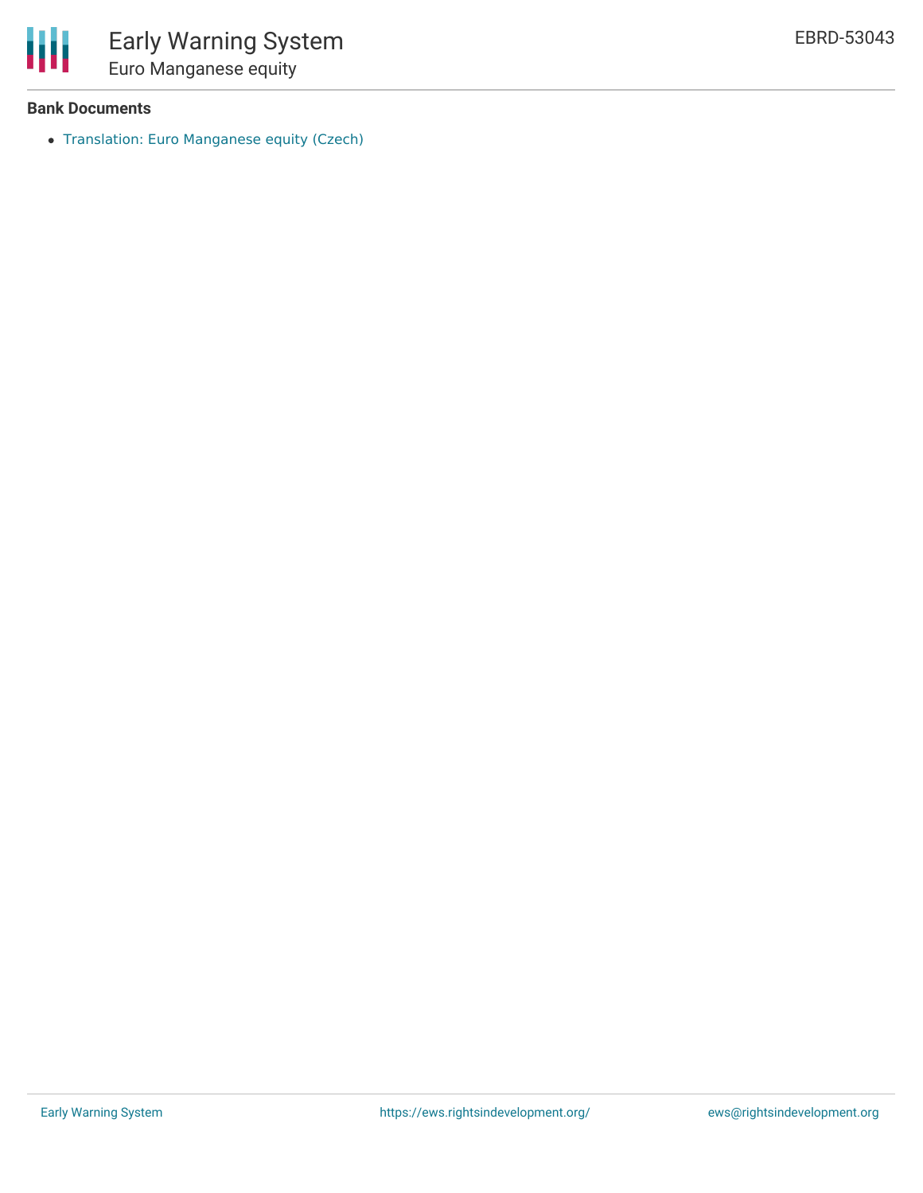**Bank Documents**

- Translation: Euro Manganese equity (Czech)